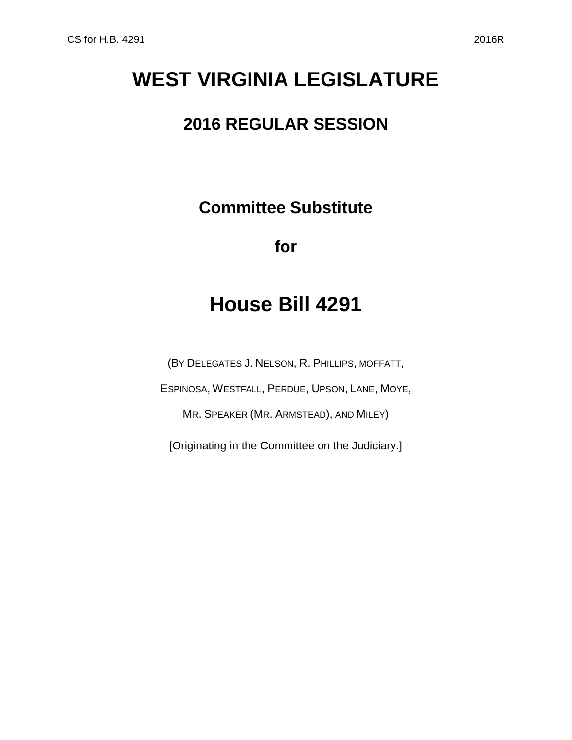# WEST VIRGINIA LEGISLATURE

## 2016 REGULAR SESSION

### Committee Substitute

### for

# House Bill 4291

(BY DELEGATES J. NELSON, R. PHILLIPS, MOFFATT, ESPINOSA, WESTFALL, PERDUE, UPSON, LANE, MOYE, MR. SPEAKER (MR. ARMSTEAD), AND MILEY)

[Originating in the Committee on the Judiciary.]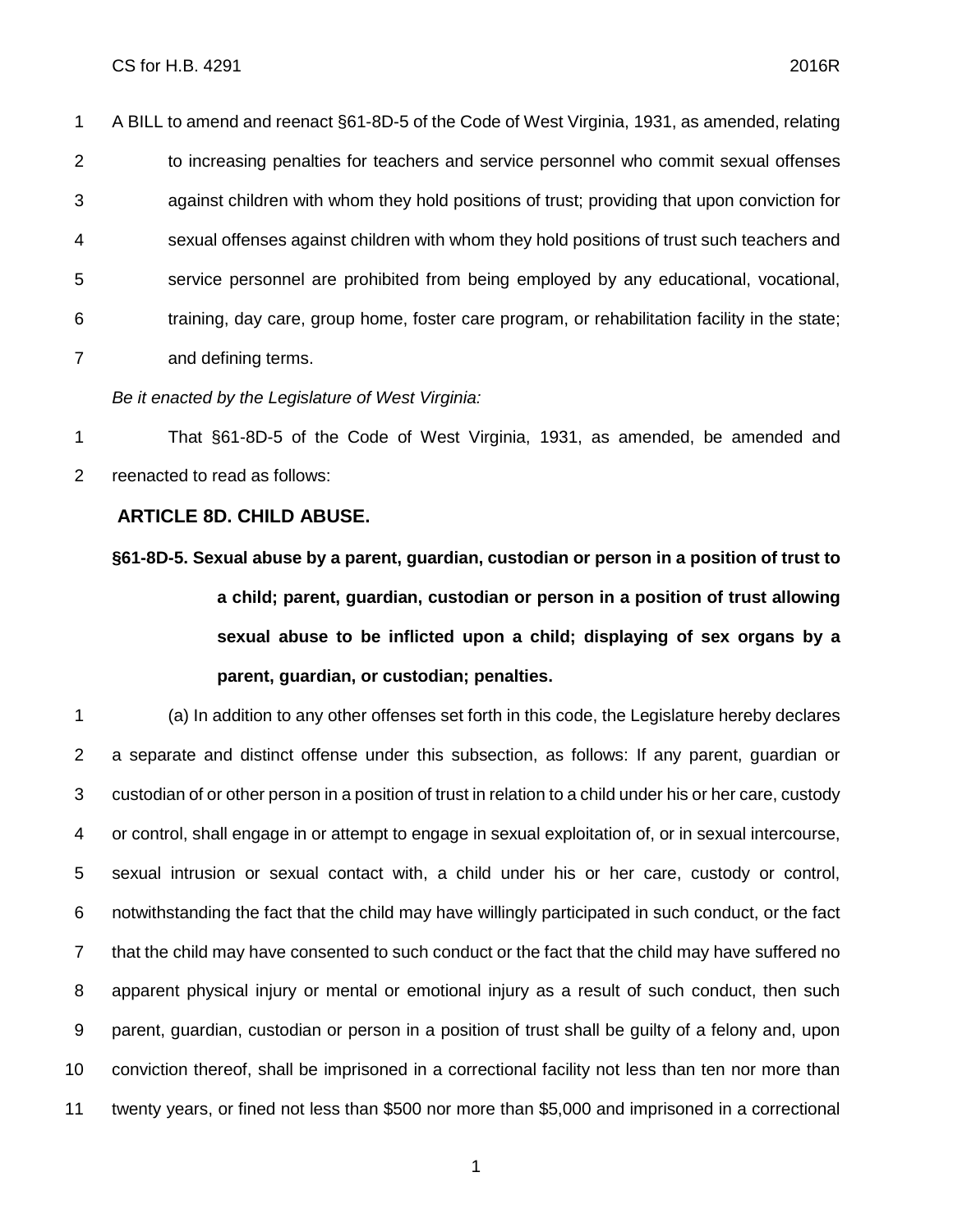A BILL to amend and reenact §61-8D-5 of the Code of West Virginia, 1931, as amended, relating to increasing penalties for teachers and service personnel who commit sexual offenses against children with whom they hold positions of trust; providing that upon conviction for sexual offenses against children with whom they hold positions of trust such teachers and service personnel are prohibited from being employed by any educational, vocational, training, day care, group home, foster care program, or rehabilitation facility in the state; and defining terms.

*Be it enacted by the Legislature of West Virginia:*

That §61-8D-5 of the Code of West Virginia, 1931, as amended, be amended and reenacted to read as follows:

## ARTICLE 8D. CHILD ABUSE.

### §61-8D-5. Sexual abuse by a parent, guardian, custodian or person in a position of trust to a child; parent, guardian, custodian or person in a position of trust allowing sexual abuse to be inflicted upon a child; displaying of sex organs by a parent, guardian, or custodian; penalties.

(a) In addition to any other offenses set forth in this code, the Legislature hereby declares a separate and distinct offense under this subsection, as follows: If any parent, guardian or custodian of or other person in a position of trust in relation to a child under his or her care, custody or control, shall engage in or attempt to engage in sexual exploitation of, or in sexual intercourse, sexual intrusion or sexual contact with, a child under his or her care, custody or control, notwithstanding the fact that the child may have willingly participated in such conduct, or the fact that the child may have consented to such conduct or the fact that the child may have suffered no apparent physical injury or mental or emotional injury as a result of such conduct, then such parent, guardian, custodian or person in a position of trust shall be guilty of a felony and, upon conviction thereof, shall be imprisoned in a correctional facility not less than ten nor more than twenty years, or fined not less than $500 nor more than $5,000 and imprisoned in a correctional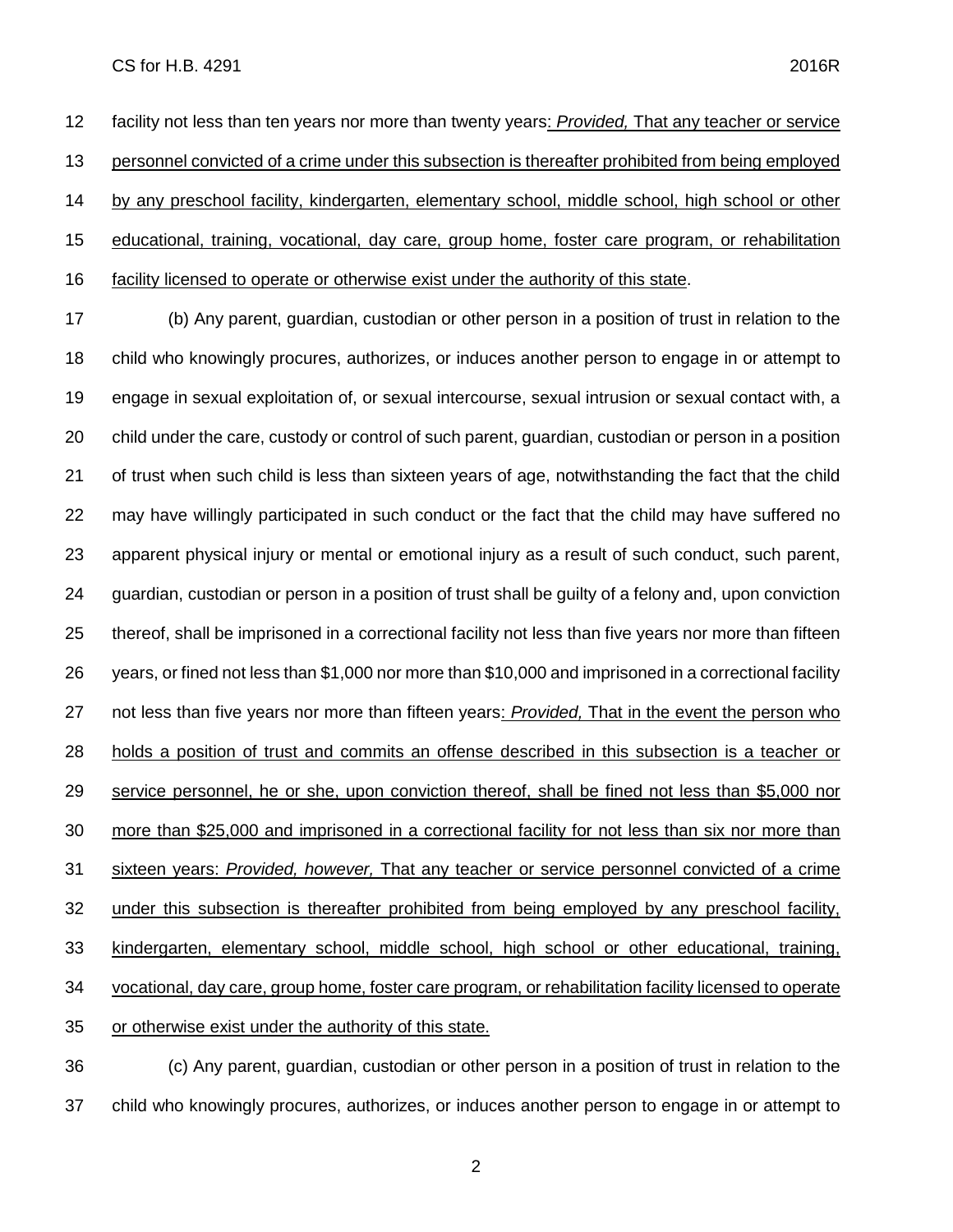facility not less than ten years nor more than twenty years: *Provided,* That any teacher or service personnel convicted of a crime under this subsection is thereafter prohibited from being employed by any preschool facility, kindergarten, elementary school, middle school, high school or other educational, training, vocational, day care, group home, foster care program, or rehabilitation facility licensed to operate or otherwise exist under the authority of this state.

(b) Any parent, guardian, custodian or other person in a position of trust in relation to the child who knowingly procures, authorizes, or induces another person to engage in or attempt to engage in sexual exploitation of, or sexual intercourse, sexual intrusion or sexual contact with, a child under the care, custody or control of such parent, guardian, custodian or person in a position of trust when such child is less than sixteen years of age, notwithstanding the fact that the child may have willingly participated in such conduct or the fact that the child may have suffered no apparent physical injury or mental or emotional injury as a result of such conduct, such parent, guardian, custodian or person in a position of trust shall be guilty of a felony and, upon conviction thereof, shall be imprisoned in a correctional facility not less than five years nor more than fifteen years, or fined not less than $1,000 nor more than $10,000 and imprisoned in a correctional facility not less than five years nor more than fifteen years: *Provided,* That in the event the person who holds a position of trust and commits an offense described in this subsection is a teacher or service personnel, he or she, upon conviction thereof, shall be fined not less than $5,000 nor more than $25,000 and imprisoned in a correctional facility for not less than six nor more than sixteen years: *Provided, however,* That any teacher or service personnel convicted of a crime under this subsection is thereafter prohibited from being employed by any preschool facility, kindergarten, elementary school, middle school, high school or other educational, training, vocational, day care, group home, foster care program, or rehabilitation facility licensed to operate or otherwise exist under the authority of this state.

(c) Any parent, guardian, custodian or other person in a position of trust in relation to the child who knowingly procures, authorizes, or induces another person to engage in or attempt to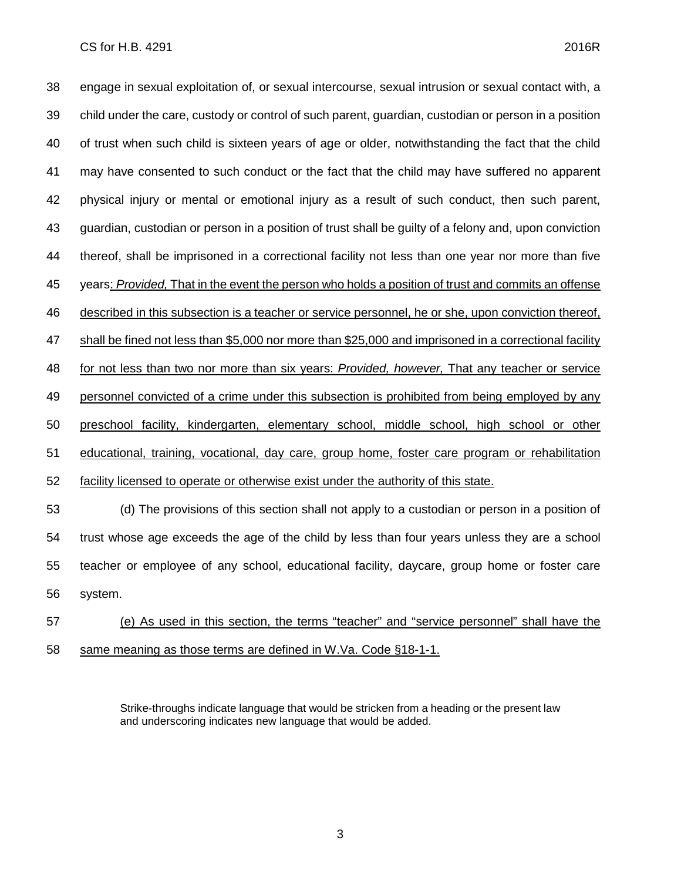engage in sexual exploitation of, or sexual intercourse, sexual intrusion or sexual contact with, a child under the care, custody or control of such parent, guardian, custodian or person in a position of trust when such child is sixteen years of age or older, notwithstanding the fact that the child may have consented to such conduct or the fact that the child may have suffered no apparent physical injury or mental or emotional injury as a result of such conduct, then such parent, guardian, custodian or person in a position of trust shall be guilty of a felony and, upon conviction thereof, shall be imprisoned in a correctional facility not less than one year nor more than five years<u>: *Provided,* That in the event the person who holds a position of trust and commits an offense described in this subsection is a teacher or service personnel, he or she, upon conviction thereof, shall be fined not less than $5,000 nor more than $25,000 and imprisoned in a correctional facility for not less than two nor more than six years: *Provided, however,* That any teacher or service personnel convicted of a crime under this subsection is prohibited from being employed by any preschool facility, kindergarten, elementary school, middle school, high school or other educational, training, vocational, day care, group home, foster care program or rehabilitation facility licensed to operate or otherwise exist under the authority of this state.</u>

(d) The provisions of this section shall not apply to a custodian or person in a position of trust whose age exceeds the age of the child by less than four years unless they are a school teacher or employee of any school, educational facility, daycare, group home or foster care system.

<u>(e) As used in this section, the terms "teacher" and "service personnel" shall have the same meaning as those terms are defined in W.Va. Code §18-1-1.</u>

Strike-throughs indicate language that would be stricken from a heading or the present law and underscoring indicates new language that would be added.